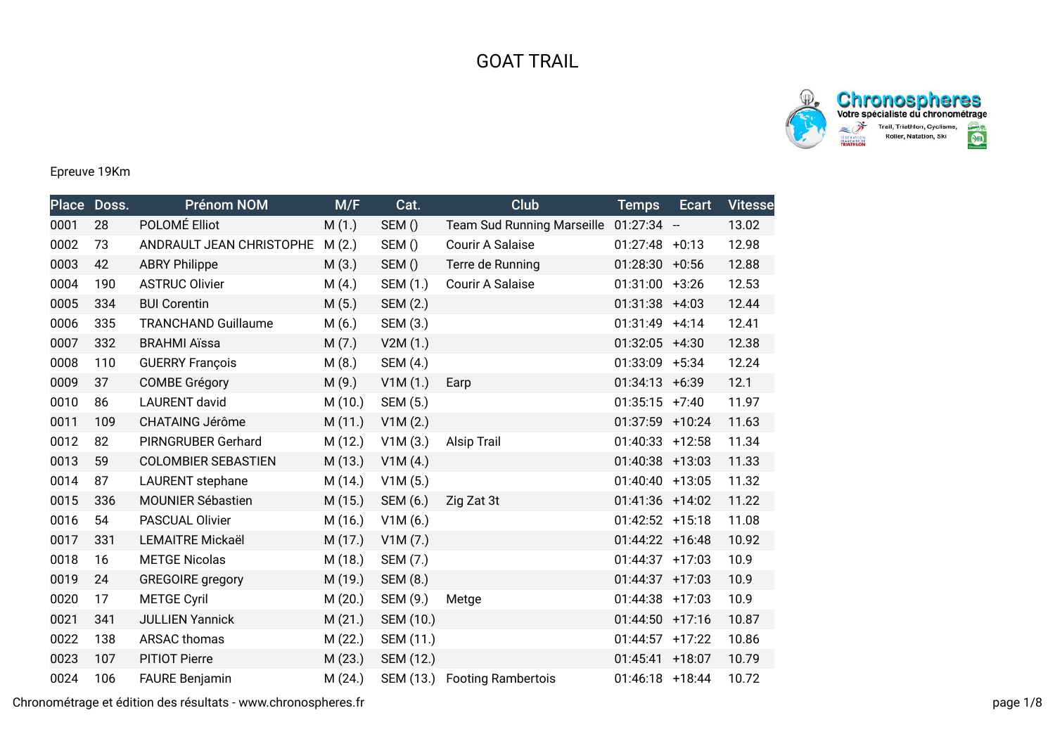# GOAT TRAIL

Epreuve 19Km

| Place | Doss. | Prénom NOM | M/F | Cat. | Club | Temps | Ecart | Vitesse |
|---|---|---|---|---|---|---|---|---|
| 0001 | 28 | POLOMÉ Elliot | M (1.) | SEM () | Team Sud Running Marseille | 01:27:34 | -- | 13.02 |
| 0002 | 73 | ANDRAULT JEAN CHRISTOPHE | M (2.) | SEM () | Courir A Salaise | 01:27:48 | +0:13 | 12.98 |
| 0003 | 42 | ABRY Philippe | M (3.) | SEM () | Terre de Running | 01:28:30 | +0:56 | 12.88 |
| 0004 | 190 | ASTRUC Olivier | M (4.) | SEM (1.) | Courir A Salaise | 01:31:00 | +3:26 | 12.53 |
| 0005 | 334 | BUI Corentin | M (5.) | SEM (2.) | | 01:31:38 | +4:03 | 12.44 |
| 0006 | 335 | TRANCHAND Guillaume | M (6.) | SEM (3.) | | 01:31:49 | +4:14 | 12.41 |
| 0007 | 332 | BRAHMI Aïssa | M (7.) | V2M (1.) | | 01:32:05 | +4:30 | 12.38 |
| 0008 | 110 | GUERRY François | M (8.) | SEM (4.) | | 01:33:09 | +5:34 | 12.24 |
| 0009 | 37 | COMBE Grégory | M (9.) | V1M (1.) | Earp | 01:34:13 | +6:39 | 12.1 |
| 0010 | 86 | LAURENT david | M (10.) | SEM (5.) | | 01:35:15 | +7:40 | 11.97 |
| 0011 | 109 | CHATAING Jérôme | M (11.) | V1M (2.) | | 01:37:59 | +10:24 | 11.63 |
| 0012 | 82 | PIRNGRUBER Gerhard | M (12.) | V1M (3.) | Alsip Trail | 01:40:33 | +12:58 | 11.34 |
| 0013 | 59 | COLOMBIER SEBASTIEN | M (13.) | V1M (4.) | | 01:40:38 | +13:03 | 11.33 |
| 0014 | 87 | LAURENT stephane | M (14.) | V1M (5.) | | 01:40:40 | +13:05 | 11.32 |
| 0015 | 336 | MOUNIER Sébastien | M (15.) | SEM (6.) | Zig Zat 3t | 01:41:36 | +14:02 | 11.22 |
| 0016 | 54 | PASCUAL Olivier | M (16.) | V1M (6.) | | 01:42:52 | +15:18 | 11.08 |
| 0017 | 331 | LEMAITRE Mickaël | M (17.) | V1M (7.) | | 01:44:22 | +16:48 | 10.92 |
| 0018 | 16 | METGE Nicolas | M (18.) | SEM (7.) | | 01:44:37 | +17:03 | 10.9 |
| 0019 | 24 | GREGOIRE gregory | M (19.) | SEM (8.) | | 01:44:37 | +17:03 | 10.9 |
| 0020 | 17 | METGE Cyril | M (20.) | SEM (9.) | Metge | 01:44:38 | +17:03 | 10.9 |
| 0021 | 341 | JULLIEN Yannick | M (21.) | SEM (10.) | | 01:44:50 | +17:16 | 10.87 |
| 0022 | 138 | ARSAC thomas | M (22.) | SEM (11.) | | 01:44:57 | +17:22 | 10.86 |
| 0023 | 107 | PITIOT Pierre | M (23.) | SEM (12.) | | 01:45:41 | +18:07 | 10.79 |
| 0024 | 106 | FAURE Benjamin | M (24.) | SEM (13.) | Footing Rambertois | 01:46:18 | +18:44 | 10.72 |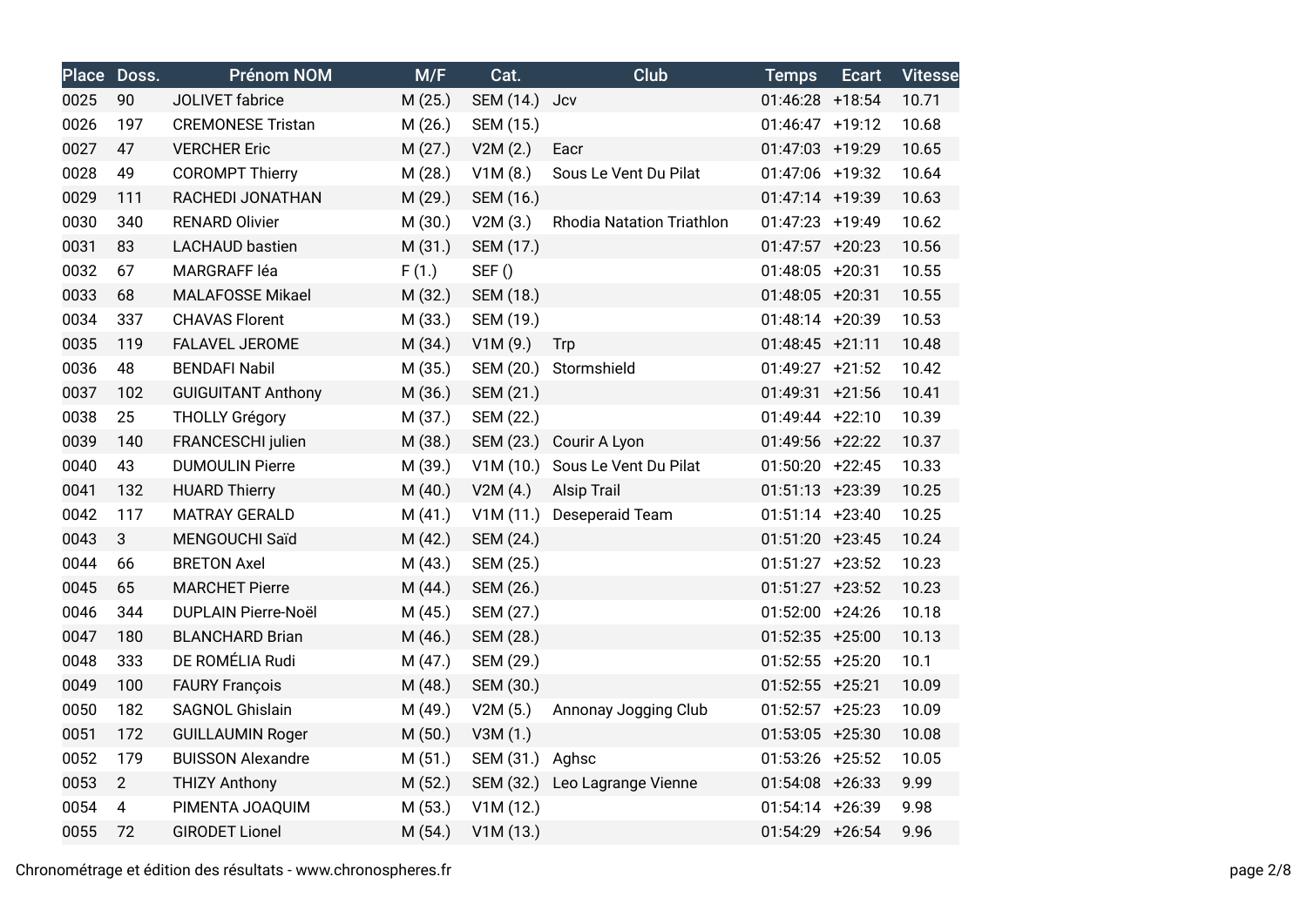| Place | Doss. | Prénom NOM | M/F | Cat. | Club | Temps | Ecart | Vitesse |
|---|---|---|---|---|---|---|---|---|
| 0025 | 90 | JOLIVET fabrice | M (25.) | SEM (14.) | Jcv | 01:46:28 | +18:54 | 10.71 |
| 0026 | 197 | CREMONESE Tristan | M (26.) | SEM (15.) | | 01:46:47 | +19:12 | 10.68 |
| 0027 | 47 | VERCHER Eric | M (27.) | V2M (2.) | Eacr | 01:47:03 | +19:29 | 10.65 |
| 0028 | 49 | COROMPT Thierry | M (28.) | V1M (8.) | Sous Le Vent Du Pilat | 01:47:06 | +19:32 | 10.64 |
| 0029 | 111 | RACHEDI JONATHAN | M (29.) | SEM (16.) | | 01:47:14 | +19:39 | 10.63 |
| 0030 | 340 | RENARD Olivier | M (30.) | V2M (3.) | Rhodia Natation Triathlon | 01:47:23 | +19:49 | 10.62 |
| 0031 | 83 | LACHAUD bastien | M (31.) | SEM (17.) | | 01:47:57 | +20:23 | 10.56 |
| 0032 | 67 | MARGRAFF léa | F (1.) | SEF () | | 01:48:05 | +20:31 | 10.55 |
| 0033 | 68 | MALAFOSSE Mikael | M (32.) | SEM (18.) | | 01:48:05 | +20:31 | 10.55 |
| 0034 | 337 | CHAVAS Florent | M (33.) | SEM (19.) | | 01:48:14 | +20:39 | 10.53 |
| 0035 | 119 | FALAVEL JEROME | M (34.) | V1M (9.) | Trp | 01:48:45 | +21:11 | 10.48 |
| 0036 | 48 | BENDAFI Nabil | M (35.) | SEM (20.) | Stormshield | 01:49:27 | +21:52 | 10.42 |
| 0037 | 102 | GUIGUITANT Anthony | M (36.) | SEM (21.) | | 01:49:31 | +21:56 | 10.41 |
| 0038 | 25 | THOLLY Grégory | M (37.) | SEM (22.) | | 01:49:44 | +22:10 | 10.39 |
| 0039 | 140 | FRANCESCHI julien | M (38.) | SEM (23.) | Courir A Lyon | 01:49:56 | +22:22 | 10.37 |
| 0040 | 43 | DUMOULIN Pierre | M (39.) | V1M (10.) | Sous Le Vent Du Pilat | 01:50:20 | +22:45 | 10.33 |
| 0041 | 132 | HUARD Thierry | M (40.) | V2M (4.) | Alsip Trail | 01:51:13 | +23:39 | 10.25 |
| 0042 | 117 | MATRAY GERALD | M (41.) | V1M (11.) | Deseperaid Team | 01:51:14 | +23:40 | 10.25 |
| 0043 | 3 | MENGOUCHI Saïd | M (42.) | SEM (24.) | | 01:51:20 | +23:45 | 10.24 |
| 0044 | 66 | BRETON Axel | M (43.) | SEM (25.) | | 01:51:27 | +23:52 | 10.23 |
| 0045 | 65 | MARCHET Pierre | M (44.) | SEM (26.) | | 01:51:27 | +23:52 | 10.23 |
| 0046 | 344 | DUPLAIN Pierre-Noël | M (45.) | SEM (27.) | | 01:52:00 | +24:26 | 10.18 |
| 0047 | 180 | BLANCHARD Brian | M (46.) | SEM (28.) | | 01:52:35 | +25:00 | 10.13 |
| 0048 | 333 | DE ROMÉLIA Rudi | M (47.) | SEM (29.) | | 01:52:55 | +25:20 | 10.1 |
| 0049 | 100 | FAURY François | M (48.) | SEM (30.) | | 01:52:55 | +25:21 | 10.09 |
| 0050 | 182 | SAGNOL Ghislain | M (49.) | V2M (5.) | Annonay Jogging Club | 01:52:57 | +25:23 | 10.09 |
| 0051 | 172 | GUILLAUMIN Roger | M (50.) | V3M (1.) | | 01:53:05 | +25:30 | 10.08 |
| 0052 | 179 | BUISSON Alexandre | M (51.) | SEM (31.) | Aghsc | 01:53:26 | +25:52 | 10.05 |
| 0053 | 2 | THIZY Anthony | M (52.) | SEM (32.) | Leo Lagrange Vienne | 01:54:08 | +26:33 | 9.99 |
| 0054 | 4 | PIMENTA JOAQUIM | M (53.) | V1M (12.) | | 01:54:14 | +26:39 | 9.98 |
| 0055 | 72 | GIRODET Lionel | M (54.) | V1M (13.) | | 01:54:29 | +26:54 | 9.96 |

Chronométrage et édition des résultats - www.chronospheres.fr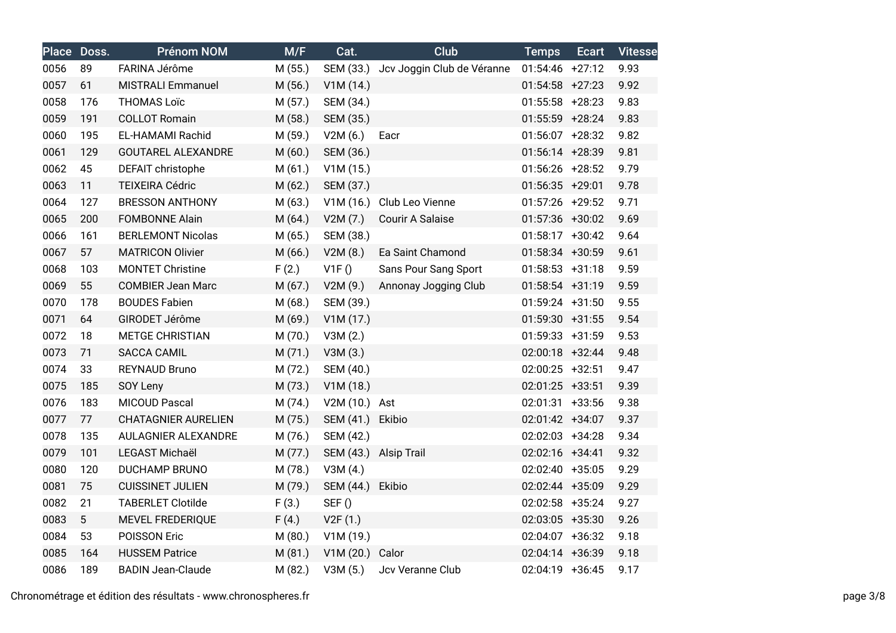| Place | Doss. | Prénom NOM | M/F | Cat. | Club | Temps | Ecart | Vitesse |
|---|---|---|---|---|---|---|---|---|
| 0056 | 89 | FARINA Jérôme | M (55.) | SEM (33.) | Jcv Joggin Club de Véranne | 01:54:46 | +27:12 | 9.93 |
| 0057 | 61 | MISTRALI Emmanuel | M (56.) | V1M (14.) | | 01:54:58 | +27:23 | 9.92 |
| 0058 | 176 | THOMAS Loïc | M (57.) | SEM (34.) | | 01:55:58 | +28:23 | 9.83 |
| 0059 | 191 | COLLOT Romain | M (58.) | SEM (35.) | | 01:55:59 | +28:24 | 9.83 |
| 0060 | 195 | EL-HAMAMI Rachid | M (59.) | V2M (6.) | Eacr | 01:56:07 | +28:32 | 9.82 |
| 0061 | 129 | GOUTAREL ALEXANDRE | M (60.) | SEM (36.) | | 01:56:14 | +28:39 | 9.81 |
| 0062 | 45 | DEFAIT christophe | M (61.) | V1M (15.) | | 01:56:26 | +28:52 | 9.79 |
| 0063 | 11 | TEIXEIRA Cédric | M (62.) | SEM (37.) | | 01:56:35 | +29:01 | 9.78 |
| 0064 | 127 | BRESSON ANTHONY | M (63.) | V1M (16.) | Club Leo Vienne | 01:57:26 | +29:52 | 9.71 |
| 0065 | 200 | FOMBONNE Alain | M (64.) | V2M (7.) | Courir A Salaise | 01:57:36 | +30:02 | 9.69 |
| 0066 | 161 | BERLEMONT Nicolas | M (65.) | SEM (38.) | | 01:58:17 | +30:42 | 9.64 |
| 0067 | 57 | MATRICON Olivier | M (66.) | V2M (8.) | Ea Saint Chamond | 01:58:34 | +30:59 | 9.61 |
| 0068 | 103 | MONTET Christine | F (2.) | V1F () | Sans Pour Sang Sport | 01:58:53 | +31:18 | 9.59 |
| 0069 | 55 | COMBIER Jean Marc | M (67.) | V2M (9.) | Annonay Jogging Club | 01:58:54 | +31:19 | 9.59 |
| 0070 | 178 | BOUDES Fabien | M (68.) | SEM (39.) | | 01:59:24 | +31:50 | 9.55 |
| 0071 | 64 | GIRODET Jérôme | M (69.) | V1M (17.) | | 01:59:30 | +31:55 | 9.54 |
| 0072 | 18 | METGE CHRISTIAN | M (70.) | V3M (2.) | | 01:59:33 | +31:59 | 9.53 |
| 0073 | 71 | SACCA CAMIL | M (71.) | V3M (3.) | | 02:00:18 | +32:44 | 9.48 |
| 0074 | 33 | REYNAUD Bruno | M (72.) | SEM (40.) | | 02:00:25 | +32:51 | 9.47 |
| 0075 | 185 | SOY Leny | M (73.) | V1M (18.) | | 02:01:25 | +33:51 | 9.39 |
| 0076 | 183 | MICOUD Pascal | M (74.) | V2M (10.) | Ast | 02:01:31 | +33:56 | 9.38 |
| 0077 | 77 | CHATAGNIER AURELIEN | M (75.) | SEM (41.) | Ekibio | 02:01:42 | +34:07 | 9.37 |
| 0078 | 135 | AULAGNIER ALEXANDRE | M (76.) | SEM (42.) | | 02:02:03 | +34:28 | 9.34 |
| 0079 | 101 | LEGAST Michaël | M (77.) | SEM (43.) | Alsip Trail | 02:02:16 | +34:41 | 9.32 |
| 0080 | 120 | DUCHAMP BRUNO | M (78.) | V3M (4.) | | 02:02:40 | +35:05 | 9.29 |
| 0081 | 75 | CUISSINET JULIEN | M (79.) | SEM (44.) | Ekibio | 02:02:44 | +35:09 | 9.29 |
| 0082 | 21 | TABERLET Clotilde | F (3.) | SEF () | | 02:02:58 | +35:24 | 9.27 |
| 0083 | 5 | MEVEL FREDERIQUE | F (4.) | V2F (1.) | | 02:03:05 | +35:30 | 9.26 |
| 0084 | 53 | POISSON Eric | M (80.) | V1M (19.) | | 02:04:07 | +36:32 | 9.18 |
| 0085 | 164 | HUSSEM Patrice | M (81.) | V1M (20.) | Calor | 02:04:14 | +36:39 | 9.18 |
| 0086 | 189 | BADIN Jean-Claude | M (82.) | V3M (5.) | Jcv Veranne Club | 02:04:19 | +36:45 | 9.17 |

Chronométrage et édition des résultats - www.chronospheres.fr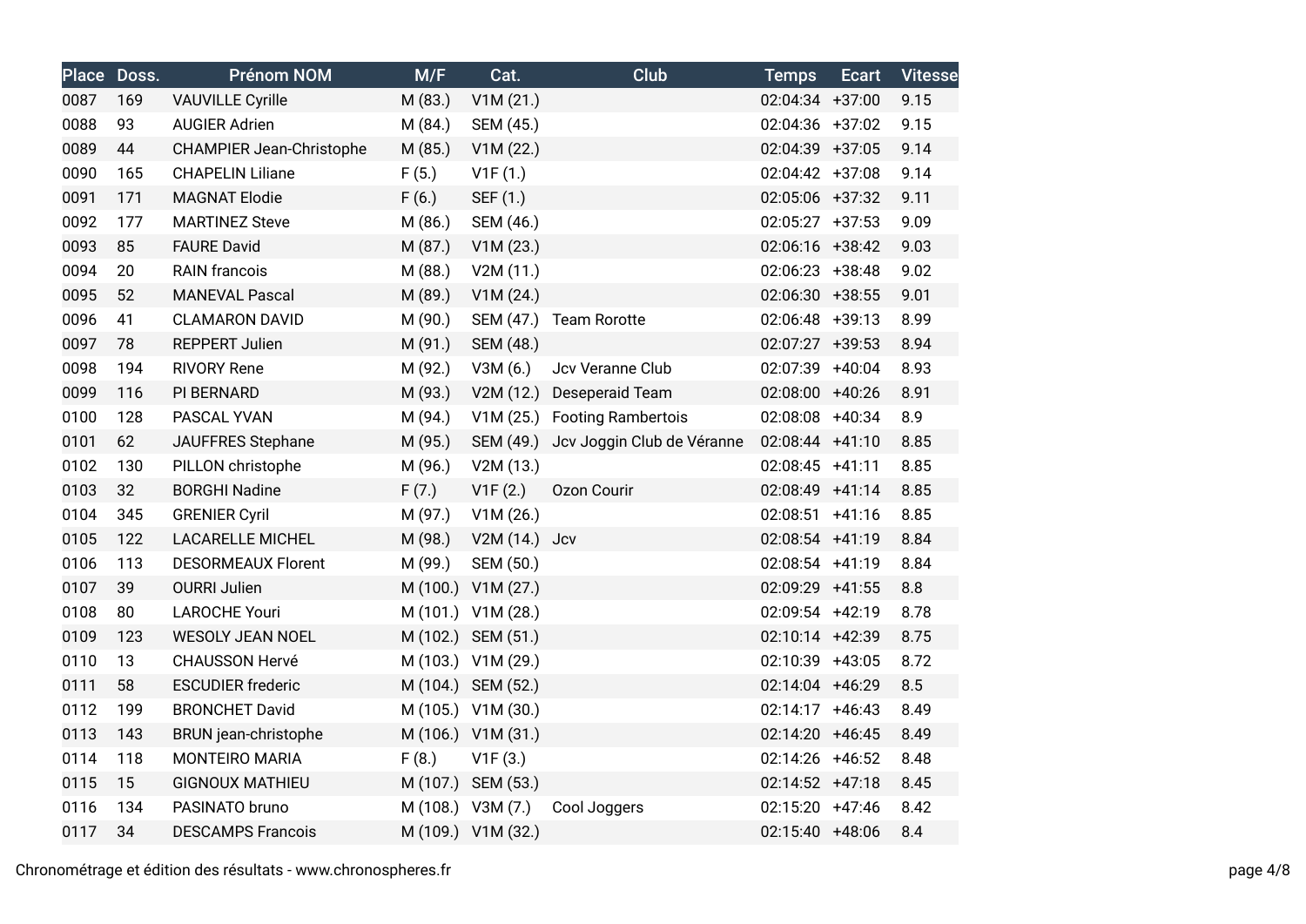| Place | Doss. | Prénom NOM | M/F | Cat. | Club | Temps | Ecart | Vitesse |
|---|---|---|---|---|---|---|---|---|
| 0087 | 169 | VAUVILLE Cyrille | M (83.) | V1M (21.) | | 02:04:34 | +37:00 | 9.15 |
| 0088 | 93 | AUGIER Adrien | M (84.) | SEM (45.) | | 02:04:36 | +37:02 | 9.15 |
| 0089 | 44 | CHAMPIER Jean-Christophe | M (85.) | V1M (22.) | | 02:04:39 | +37:05 | 9.14 |
| 0090 | 165 | CHAPELIN Liliane | F (5.) | V1F (1.) | | 02:04:42 | +37:08 | 9.14 |
| 0091 | 171 | MAGNAT Elodie | F (6.) | SEF (1.) | | 02:05:06 | +37:32 | 9.11 |
| 0092 | 177 | MARTINEZ Steve | M (86.) | SEM (46.) | | 02:05:27 | +37:53 | 9.09 |
| 0093 | 85 | FAURE David | M (87.) | V1M (23.) | | 02:06:16 | +38:42 | 9.03 |
| 0094 | 20 | RAIN francois | M (88.) | V2M (11.) | | 02:06:23 | +38:48 | 9.02 |
| 0095 | 52 | MANEVAL Pascal | M (89.) | V1M (24.) | | 02:06:30 | +38:55 | 9.01 |
| 0096 | 41 | CLAMARON DAVID | M (90.) | SEM (47.) | Team Rorotte | 02:06:48 | +39:13 | 8.99 |
| 0097 | 78 | REPPERT Julien | M (91.) | SEM (48.) | | 02:07:27 | +39:53 | 8.94 |
| 0098 | 194 | RIVORY Rene | M (92.) | V3M (6.) | Jcv Veranne Club | 02:07:39 | +40:04 | 8.93 |
| 0099 | 116 | PI BERNARD | M (93.) | V2M (12.) | Deseperaid Team | 02:08:00 | +40:26 | 8.91 |
| 0100 | 128 | PASCAL YVAN | M (94.) | V1M (25.) | Footing Rambertois | 02:08:08 | +40:34 | 8.9 |
| 0101 | 62 | JAUFFRES Stephane | M (95.) | SEM (49.) | Jcv Joggin Club de Véranne | 02:08:44 | +41:10 | 8.85 |
| 0102 | 130 | PILLON christophe | M (96.) | V2M (13.) | | 02:08:45 | +41:11 | 8.85 |
| 0103 | 32 | BORGHI Nadine | F (7.) | V1F (2.) | Ozon Courir | 02:08:49 | +41:14 | 8.85 |
| 0104 | 345 | GRENIER Cyril | M (97.) | V1M (26.) | | 02:08:51 | +41:16 | 8.85 |
| 0105 | 122 | LACARELLE MICHEL | M (98.) | V2M (14.) | Jcv | 02:08:54 | +41:19 | 8.84 |
| 0106 | 113 | DESORMEAUX Florent | M (99.) | SEM (50.) | | 02:08:54 | +41:19 | 8.84 |
| 0107 | 39 | OURRI Julien | M (100.) | V1M (27.) | | 02:09:29 | +41:55 | 8.8 |
| 0108 | 80 | LAROCHE Youri | M (101.) | V1M (28.) | | 02:09:54 | +42:19 | 8.78 |
| 0109 | 123 | WESOLY JEAN NOEL | M (102.) | SEM (51.) | | 02:10:14 | +42:39 | 8.75 |
| 0110 | 13 | CHAUSSON Hervé | M (103.) | V1M (29.) | | 02:10:39 | +43:05 | 8.72 |
| 0111 | 58 | ESCUDIER frederic | M (104.) | SEM (52.) | | 02:14:04 | +46:29 | 8.5 |
| 0112 | 199 | BRONCHET David | M (105.) | V1M (30.) | | 02:14:17 | +46:43 | 8.49 |
| 0113 | 143 | BRUN jean-christophe | M (106.) | V1M (31.) | | 02:14:20 | +46:45 | 8.49 |
| 0114 | 118 | MONTEIRO MARIA | F (8.) | V1F (3.) | | 02:14:26 | +46:52 | 8.48 |
| 0115 | 15 | GIGNOUX MATHIEU | M (107.) | SEM (53.) | | 02:14:52 | +47:18 | 8.45 |
| 0116 | 134 | PASINATO bruno | M (108.) | V3M (7.) | Cool Joggers | 02:15:20 | +47:46 | 8.42 |
| 0117 | 34 | DESCAMPS Francois | M (109.) | V1M (32.) | | 02:15:40 | +48:06 | 8.4 |

Chronométrage et édition des résultats - www.chronospheres.fr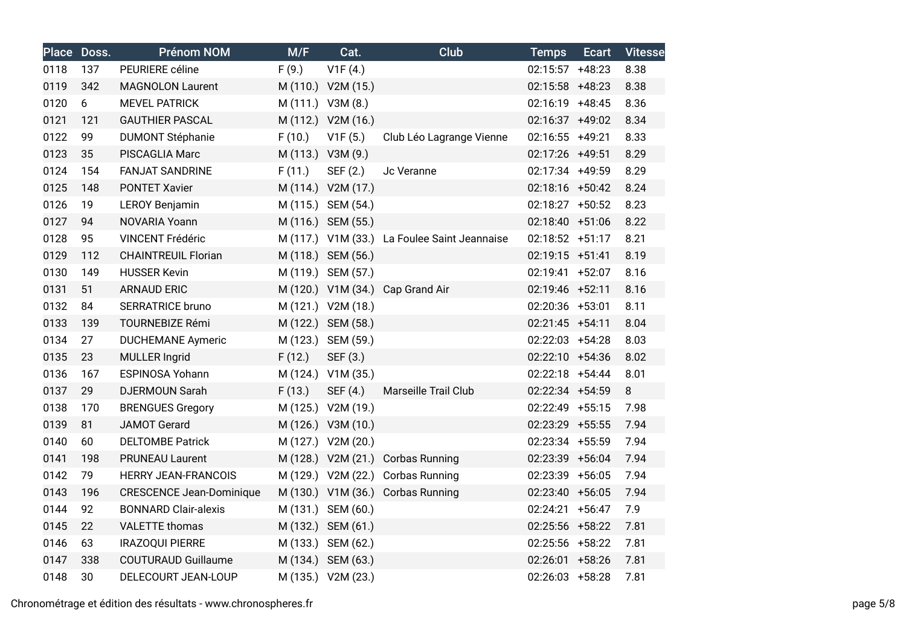| Place | Doss. | Prénom NOM | M/F | Cat. | Club | Temps | Ecart | Vitesse |
|---|---|---|---|---|---|---|---|---|
| 0118 | 137 | PEURIERE céline | F (9.) | V1F (4.) | | 02:15:57 | +48:23 | 8.38 |
| 0119 | 342 | MAGNOLON Laurent | M (110.) | V2M (15.) | | 02:15:58 | +48:23 | 8.38 |
| 0120 | 6 | MEVEL PATRICK | M (111.) | V3M (8.) | | 02:16:19 | +48:45 | 8.36 |
| 0121 | 121 | GAUTHIER PASCAL | M (112.) | V2M (16.) | | 02:16:37 | +49:02 | 8.34 |
| 0122 | 99 | DUMONT Stéphanie | F (10.) | V1F (5.) | Club Léo Lagrange Vienne | 02:16:55 | +49:21 | 8.33 |
| 0123 | 35 | PISCAGLIA Marc | M (113.) | V3M (9.) | | 02:17:26 | +49:51 | 8.29 |
| 0124 | 154 | FANJAT SANDRINE | F (11.) | SEF (2.) | Jc Veranne | 02:17:34 | +49:59 | 8.29 |
| 0125 | 148 | PONTET Xavier | M (114.) | V2M (17.) | | 02:18:16 | +50:42 | 8.24 |
| 0126 | 19 | LEROY Benjamin | M (115.) | SEM (54.) | | 02:18:27 | +50:52 | 8.23 |
| 0127 | 94 | NOVARIA Yoann | M (116.) | SEM (55.) | | 02:18:40 | +51:06 | 8.22 |
| 0128 | 95 | VINCENT Frédéric | M (117.) | V1M (33.) | La Foulee Saint Jeannaise | 02:18:52 | +51:17 | 8.21 |
| 0129 | 112 | CHAINTREUIL Florian | M (118.) | SEM (56.) | | 02:19:15 | +51:41 | 8.19 |
| 0130 | 149 | HUSSER Kevin | M (119.) | SEM (57.) | | 02:19:41 | +52:07 | 8.16 |
| 0131 | 51 | ARNAUD ERIC | M (120.) | V1M (34.) | Cap Grand Air | 02:19:46 | +52:11 | 8.16 |
| 0132 | 84 | SERRATRICE bruno | M (121.) | V2M (18.) | | 02:20:36 | +53:01 | 8.11 |
| 0133 | 139 | TOURNEBIZE Rémi | M (122.) | SEM (58.) | | 02:21:45 | +54:11 | 8.04 |
| 0134 | 27 | DUCHEMANE Aymeric | M (123.) | SEM (59.) | | 02:22:03 | +54:28 | 8.03 |
| 0135 | 23 | MULLER Ingrid | F (12.) | SEF (3.) | | 02:22:10 | +54:36 | 8.02 |
| 0136 | 167 | ESPINOSA Yohann | M (124.) | V1M (35.) | | 02:22:18 | +54:44 | 8.01 |
| 0137 | 29 | DJERMOUN Sarah | F (13.) | SEF (4.) | Marseille Trail Club | 02:22:34 | +54:59 | 8 |
| 0138 | 170 | BRENGUES Gregory | M (125.) | V2M (19.) | | 02:22:49 | +55:15 | 7.98 |
| 0139 | 81 | JAMOT Gerard | M (126.) | V3M (10.) | | 02:23:29 | +55:55 | 7.94 |
| 0140 | 60 | DELTOMBE Patrick | M (127.) | V2M (20.) | | 02:23:34 | +55:59 | 7.94 |
| 0141 | 198 | PRUNEAU Laurent | M (128.) | V2M (21.) | Corbas Running | 02:23:39 | +56:04 | 7.94 |
| 0142 | 79 | HERRY JEAN-FRANCOIS | M (129.) | V2M (22.) | Corbas Running | 02:23:39 | +56:05 | 7.94 |
| 0143 | 196 | CRESCENCE Jean-Dominique | M (130.) | V1M (36.) | Corbas Running | 02:23:40 | +56:05 | 7.94 |
| 0144 | 92 | BONNARD Clair-alexis | M (131.) | SEM (60.) | | 02:24:21 | +56:47 | 7.9 |
| 0145 | 22 | VALETTE thomas | M (132.) | SEM (61.) | | 02:25:56 | +58:22 | 7.81 |
| 0146 | 63 | IRAZOQUI PIERRE | M (133.) | SEM (62.) | | 02:25:56 | +58:22 | 7.81 |
| 0147 | 338 | COUTURAUD Guillaume | M (134.) | SEM (63.) | | 02:26:01 | +58:26 | 7.81 |
| 0148 | 30 | DELECOURT JEAN-LOUP | M (135.) | V2M (23.) | | 02:26:03 | +58:28 | 7.81 |

Chronométrage et édition des résultats - www.chronospheres.fr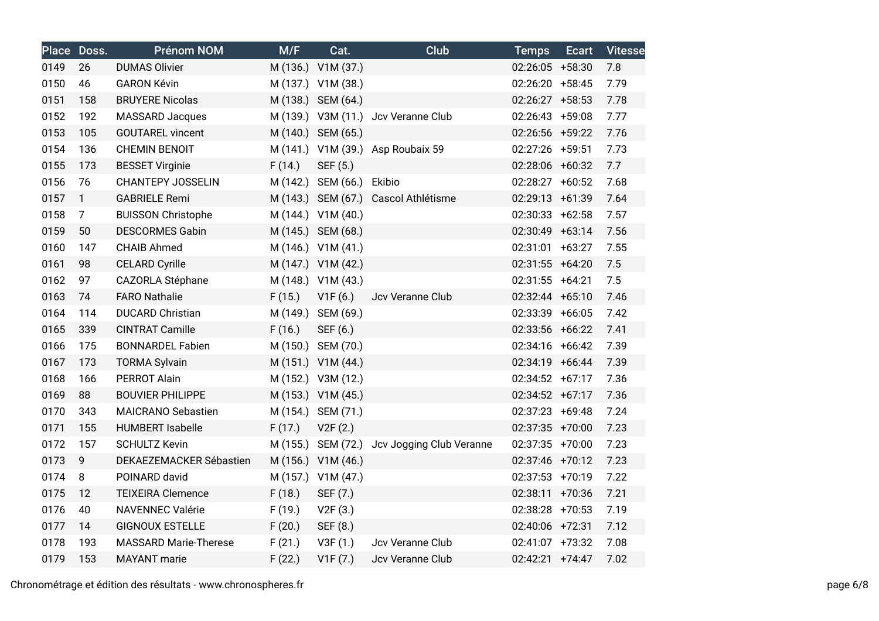| Place | Doss. | Prénom NOM | M/F | Cat. | Club | Temps | Ecart | Vitesse |
|---|---|---|---|---|---|---|---|---|
| 0149 | 26 | DUMAS Olivier | M (136.) | V1M (37.) | | 02:26:05 | +58:30 | 7.8 |
| 0150 | 46 | GARON Kévin | M (137.) | V1M (38.) | | 02:26:20 | +58:45 | 7.79 |
| 0151 | 158 | BRUYERE Nicolas | M (138.) | SEM (64.) | | 02:26:27 | +58:53 | 7.78 |
| 0152 | 192 | MASSARD Jacques | M (139.) | V3M (11.) | Jcv Veranne Club | 02:26:43 | +59:08 | 7.77 |
| 0153 | 105 | GOUTAREL vincent | M (140.) | SEM (65.) | | 02:26:56 | +59:22 | 7.76 |
| 0154 | 136 | CHEMIN BENOIT | M (141.) | V1M (39.) | Asp Roubaix 59 | 02:27:26 | +59:51 | 7.73 |
| 0155 | 173 | BESSET Virginie | F (14.) | SEF (5.) | | 02:28:06 | +60:32 | 7.7 |
| 0156 | 76 | CHANTEPY JOSSELIN | M (142.) | SEM (66.) | Ekibio | 02:28:27 | +60:52 | 7.68 |
| 0157 | 1 | GABRIELE Remi | M (143.) | SEM (67.) | Cascol Athlétisme | 02:29:13 | +61:39 | 7.64 |
| 0158 | 7 | BUISSON Christophe | M (144.) | V1M (40.) | | 02:30:33 | +62:58 | 7.57 |
| 0159 | 50 | DESCORMES Gabin | M (145.) | SEM (68.) | | 02:30:49 | +63:14 | 7.56 |
| 0160 | 147 | CHAIB Ahmed | M (146.) | V1M (41.) | | 02:31:01 | +63:27 | 7.55 |
| 0161 | 98 | CELARD Cyrille | M (147.) | V1M (42.) | | 02:31:55 | +64:20 | 7.5 |
| 0162 | 97 | CAZORLA Stéphane | M (148.) | V1M (43.) | | 02:31:55 | +64:21 | 7.5 |
| 0163 | 74 | FARO Nathalie | F (15.) | V1F (6.) | Jcv Veranne Club | 02:32:44 | +65:10 | 7.46 |
| 0164 | 114 | DUCARD Christian | M (149.) | SEM (69.) | | 02:33:39 | +66:05 | 7.42 |
| 0165 | 339 | CINTRAT Camille | F (16.) | SEF (6.) | | 02:33:56 | +66:22 | 7.41 |
| 0166 | 175 | BONNARDEL Fabien | M (150.) | SEM (70.) | | 02:34:16 | +66:42 | 7.39 |
| 0167 | 173 | TORMA Sylvain | M (151.) | V1M (44.) | | 02:34:19 | +66:44 | 7.39 |
| 0168 | 166 | PERROT Alain | M (152.) | V3M (12.) | | 02:34:52 | +67:17 | 7.36 |
| 0169 | 88 | BOUVIER PHILIPPE | M (153.) | V1M (45.) | | 02:34:52 | +67:17 | 7.36 |
| 0170 | 343 | MAICRANO Sebastien | M (154.) | SEM (71.) | | 02:37:23 | +69:48 | 7.24 |
| 0171 | 155 | HUMBERT Isabelle | F (17.) | V2F (2.) | | 02:37:35 | +70:00 | 7.23 |
| 0172 | 157 | SCHULTZ Kevin | M (155.) | SEM (72.) | Jcv Jogging Club Veranne | 02:37:35 | +70:00 | 7.23 |
| 0173 | 9 | DEKAEZEMACKER Sébastien | M (156.) | V1M (46.) | | 02:37:46 | +70:12 | 7.23 |
| 0174 | 8 | POINARD david | M (157.) | V1M (47.) | | 02:37:53 | +70:19 | 7.22 |
| 0175 | 12 | TEIXEIRA Clemence | F (18.) | SEF (7.) | | 02:38:11 | +70:36 | 7.21 |
| 0176 | 40 | NAVENNEC Valérie | F (19.) | V2F (3.) | | 02:38:28 | +70:53 | 7.19 |
| 0177 | 14 | GIGNOUX ESTELLE | F (20.) | SEF (8.) | | 02:40:06 | +72:31 | 7.12 |
| 0178 | 193 | MASSARD Marie-Therese | F (21.) | V3F (1.) | Jcv Veranne Club | 02:41:07 | +73:32 | 7.08 |
| 0179 | 153 | MAYANT marie | F (22.) | V1F (7.) | Jcv Veranne Club | 02:42:21 | +74:47 | 7.02 |

Chronométrage et édition des résultats - www.chronospheres.fr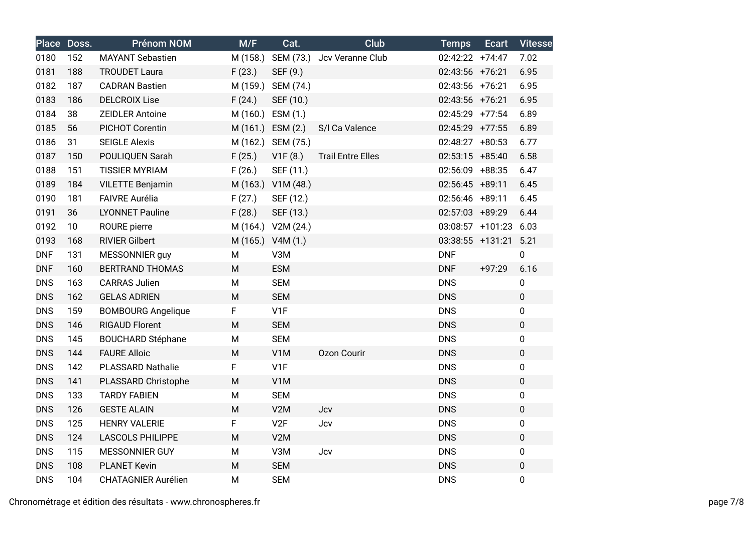| Place | Doss. | Prénom NOM | M/F | Cat. | Club | Temps | Ecart | Vitesse |
|---|---|---|---|---|---|---|---|---|
| 0180 | 152 | MAYANT Sebastien | M (158.) | SEM (73.) | Jcv Veranne Club | 02:42:22 | +74:47 | 7.02 |
| 0181 | 188 | TROUDET Laura | F (23.) | SEF (9.) | | 02:43:56 | +76:21 | 6.95 |
| 0182 | 187 | CADRAN Bastien | M (159.) | SEM (74.) | | 02:43:56 | +76:21 | 6.95 |
| 0183 | 186 | DELCROIX Lise | F (24.) | SEF (10.) | | 02:43:56 | +76:21 | 6.95 |
| 0184 | 38 | ZEIDLER Antoine | M (160.) | ESM (1.) | | 02:45:29 | +77:54 | 6.89 |
| 0185 | 56 | PICHOT Corentin | M (161.) | ESM (2.) | S/l Ca Valence | 02:45:29 | +77:55 | 6.89 |
| 0186 | 31 | SEIGLE Alexis | M (162.) | SEM (75.) | | 02:48:27 | +80:53 | 6.77 |
| 0187 | 150 | POULIQUEN Sarah | F (25.) | V1F (8.) | Trail Entre Elles | 02:53:15 | +85:40 | 6.58 |
| 0188 | 151 | TISSIER MYRIAM | F (26.) | SEF (11.) | | 02:56:09 | +88:35 | 6.47 |
| 0189 | 184 | VILETTE Benjamin | M (163.) | V1M (48.) | | 02:56:45 | +89:11 | 6.45 |
| 0190 | 181 | FAIVRE Aurélia | F (27.) | SEF (12.) | | 02:56:46 | +89:11 | 6.45 |
| 0191 | 36 | LYONNET Pauline | F (28.) | SEF (13.) | | 02:57:03 | +89:29 | 6.44 |
| 0192 | 10 | ROURE pierre | M (164.) | V2M (24.) | | 03:08:57 | +101:23 | 6.03 |
| 0193 | 168 | RIVIER Gilbert | M (165.) | V4M (1.) | | 03:38:55 | +131:21 | 5.21 |
| DNF | 131 | MESSONNIER guy | M | V3M | | DNF | | 0 |
| DNF | 160 | BERTRAND THOMAS | M | ESM | | DNF | +97:29 | 6.16 |
| DNS | 163 | CARRAS Julien | M | SEM | | DNS | | 0 |
| DNS | 162 | GELAS ADRIEN | M | SEM | | DNS | | 0 |
| DNS | 159 | BOMBOURG Angelique | F | V1F | | DNS | | 0 |
| DNS | 146 | RIGAUD Florent | M | SEM | | DNS | | 0 |
| DNS | 145 | BOUCHARD Stéphane | M | SEM | | DNS | | 0 |
| DNS | 144 | FAURE Alloic | M | V1M | Ozon Courir | DNS | | 0 |
| DNS | 142 | PLASSARD Nathalie | F | V1F | | DNS | | 0 |
| DNS | 141 | PLASSARD Christophe | M | V1M | | DNS | | 0 |
| DNS | 133 | TARDY FABIEN | M | SEM | | DNS | | 0 |
| DNS | 126 | GESTE ALAIN | M | V2M | Jcv | DNS | | 0 |
| DNS | 125 | HENRY VALERIE | F | V2F | Jcv | DNS | | 0 |
| DNS | 124 | LASCOLS PHILIPPE | M | V2M | | DNS | | 0 |
| DNS | 115 | MESSONNIER GUY | M | V3M | Jcv | DNS | | 0 |
| DNS | 108 | PLANET Kevin | M | SEM | | DNS | | 0 |
| DNS | 104 | CHATAGNIER Aurélien | M | SEM | | DNS | | 0 |

Chronométrage et édition des résultats - www.chronospheres.fr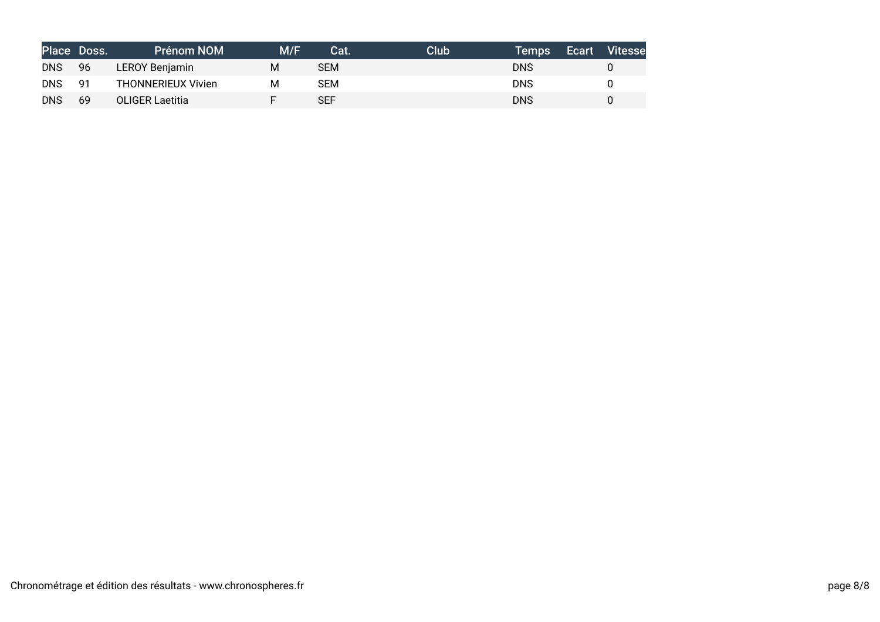| Place | Doss. | Prénom NOM | M/F | Cat. | Club | Temps | Ecart | Vitesse |
|---|---|---|---|---|---|---|---|---|
| DNS | 96 | LEROY Benjamin | M | SEM | | DNS | | 0 |
| DNS | 91 | THONNERIEUX Vivien | M | SEM | | DNS | | 0 |
| DNS | 69 | OLIGER Laetitia | F | SEF | | DNS | | 0 |

Chronométrage et édition des résultats - www.chronospheres.fr